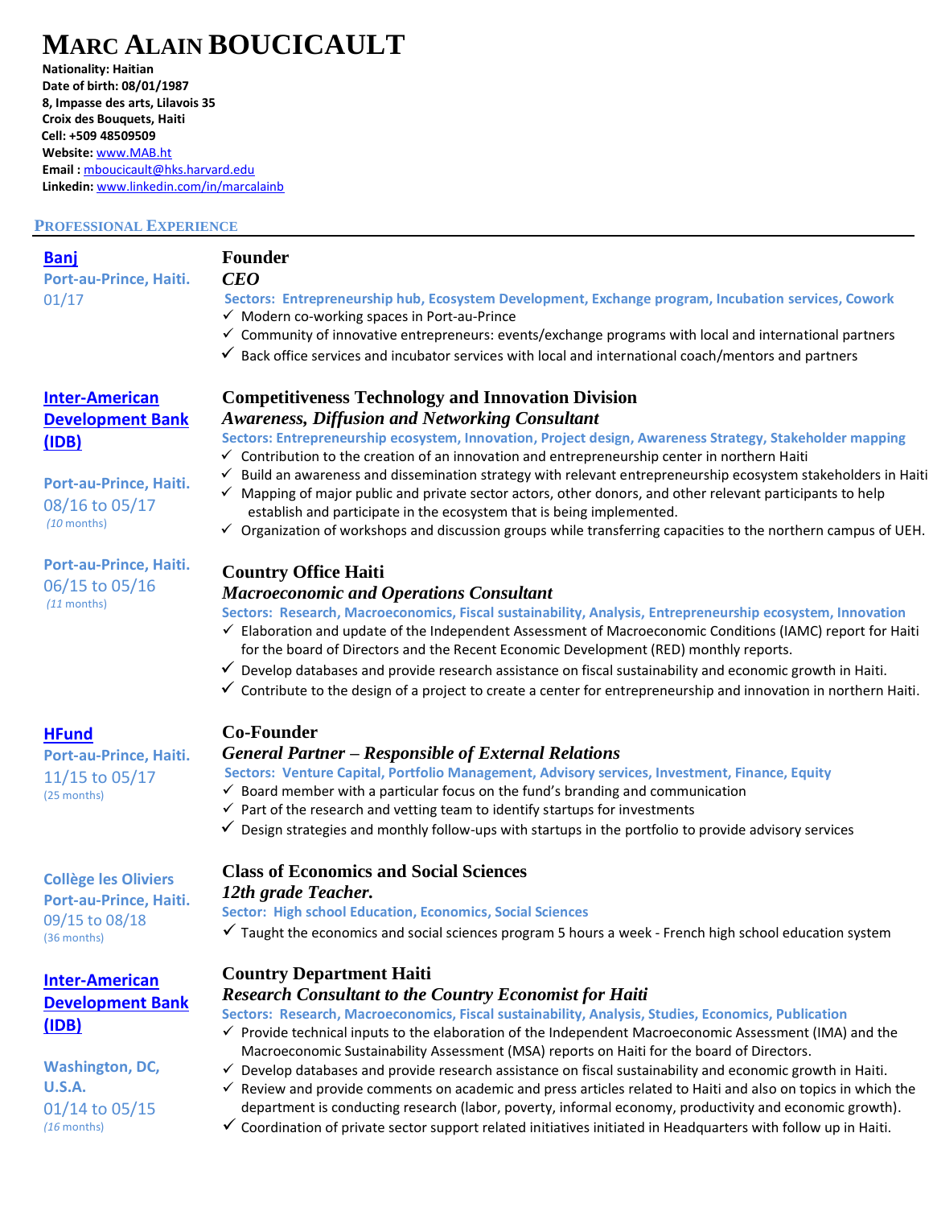# MARC ALAIN BOUCICAULT

**Nationality: Haitian**
**Date of birth: 08/01/1987**
**8, Impasse des arts, Lilavois 35**
**Croix des Bouquets, Haiti**
**Cell: +509 48509509**
**Website:** www.MAB.ht
**Email :** mboucicault@hks.harvard.edu
**Linkedin:** www.linkedin.com/in/marcalainb

## PROFESSIONAL EXPERIENCE

**Banj**
Port-au-Prince, Haiti.
01/17

### Founder
***CEO***

**Sectors: Entrepreneurship hub, Ecosystem Development, Exchange program, Incubation services, Cowork**

- ✓ Modern co-working spaces in Port-au-Prince
- ✓ Community of innovative entrepreneurs: events/exchange programs with local and international partners
- ✓ Back office services and incubator services with local and international coach/mentors and partners

**Inter-American Development Bank (IDB)**
Port-au-Prince, Haiti.
08/16 to 05/17
(*10* months)

### Competitiveness Technology and Innovation Division
***Awareness, Diffusion and Networking Consultant***

**Sectors: Entrepreneurship ecosystem, Innovation, Project design, Awareness Strategy, Stakeholder mapping**

- ✓ Contribution to the creation of an innovation and entrepreneurship center in northern Haiti
- ✓ Build an awareness and dissemination strategy with relevant entrepreneurship ecosystem stakeholders in Haiti
- ✓ Mapping of major public and private sector actors, other donors, and other relevant participants to help establish and participate in the ecosystem that is being implemented.
- ✓ Organization of workshops and discussion groups while transferring capacities to the northern campus of UEH.

Port-au-Prince, Haiti.
06/15 to 05/16
(*11* months)

### Country Office Haiti
***Macroeconomic and Operations Consultant***

**Sectors: Research, Macroeconomics, Fiscal sustainability, Analysis, Entrepreneurship ecosystem, Innovation**

- ✓ Elaboration and update of the Independent Assessment of Macroeconomic Conditions (IAMC) report for Haiti for the board of Directors and the Recent Economic Development (RED) monthly reports.
- ✓ Develop databases and provide research assistance on fiscal sustainability and economic growth in Haiti.
- ✓ Contribute to the design of a project to create a center for entrepreneurship and innovation in northern Haiti.

**HFund**
Port-au-Prince, Haiti.
11/15 to 05/17
(25 months)

### Co-Founder
***General Partner – Responsible of External Relations***

**Sectors: Venture Capital, Portfolio Management, Advisory services, Investment, Finance, Equity**

- ✓ Board member with a particular focus on the fund's branding and communication
- ✓ Part of the research and vetting team to identify startups for investments
- ✓ Design strategies and monthly follow-ups with startups in the portfolio to provide advisory services

**Collège les Oliviers**
Port-au-Prince, Haiti.
09/15 to 08/18
(36 months)

### Class of Economics and Social Sciences
***12th grade Teacher.***

**Sector: High school Education, Economics, Social Sciences**

- ✓ Taught the economics and social sciences program 5 hours a week - French high school education system

**Inter-American Development Bank (IDB)**
Washington, DC, U.S.A.
01/14 to 05/15
(*16* months)

### Country Department Haiti
***Research Consultant to the Country Economist for Haiti***

**Sectors: Research, Macroeconomics, Fiscal sustainability, Analysis, Studies, Economics, Publication**

- ✓ Provide technical inputs to the elaboration of the Independent Macroeconomic Assessment (IMA) and the Macroeconomic Sustainability Assessment (MSA) reports on Haiti for the board of Directors.
- ✓ Develop databases and provide research assistance on fiscal sustainability and economic growth in Haiti.
- ✓ Review and provide comments on academic and press articles related to Haiti and also on topics in which the department is conducting research (labor, poverty, informal economy, productivity and economic growth).
- ✓ Coordination of private sector support related initiatives initiated in Headquarters with follow up in Haiti.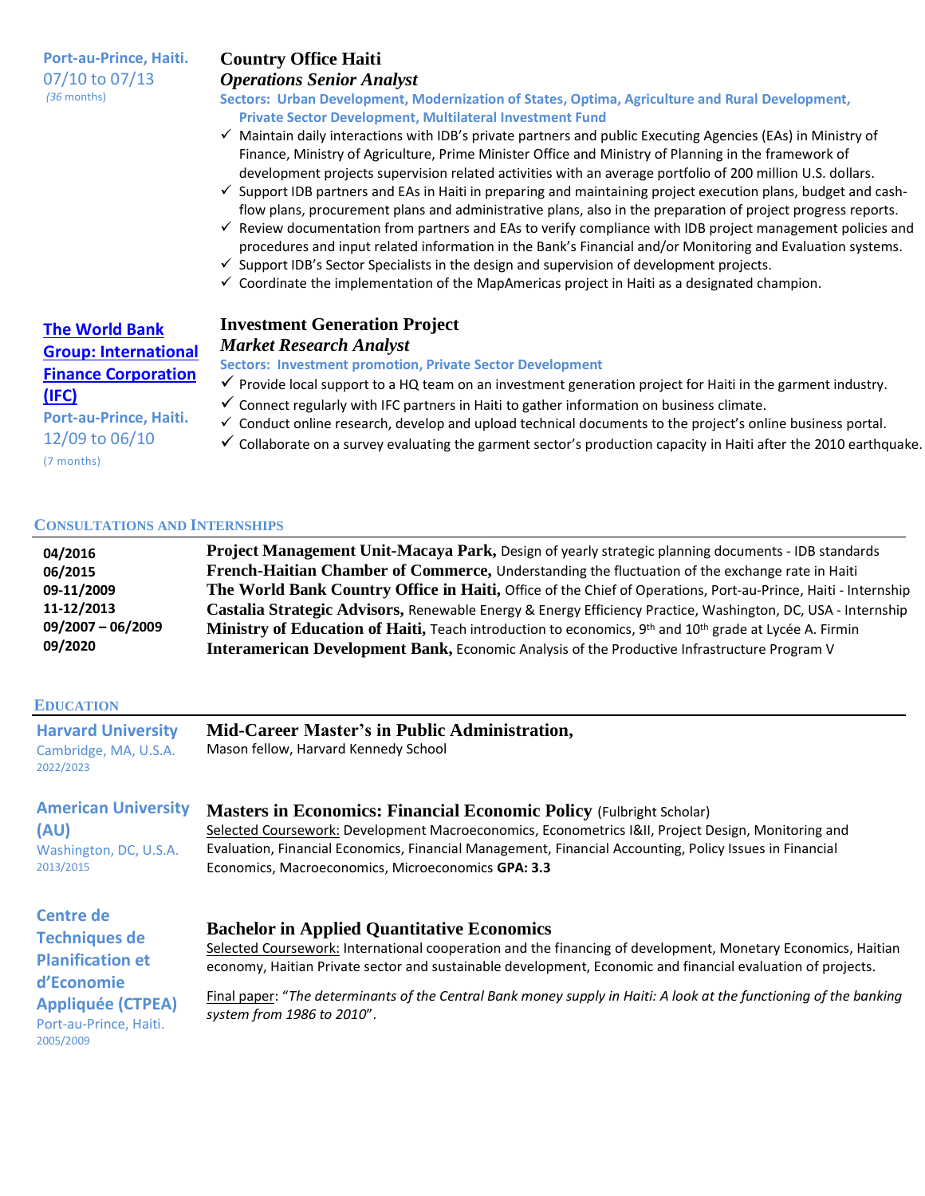**Port-au-Prince, Haiti.**
07/10 to 07/13
*(36 months)*

### Country Office Haiti
***Operations Senior Analyst***

**Sectors: Urban Development, Modernization of States, Optima, Agriculture and Rural Development, Private Sector Development, Multilateral Investment Fund**

- ✓ Maintain daily interactions with IDB's private partners and public Executing Agencies (EAs) in Ministry of Finance, Ministry of Agriculture, Prime Minister Office and Ministry of Planning in the framework of development projects supervision related activities with an average portfolio of 200 million U.S. dollars.
- ✓ Support IDB partners and EAs in Haiti in preparing and maintaining project execution plans, budget and cash-flow plans, procurement plans and administrative plans, also in the preparation of project progress reports.
- ✓ Review documentation from partners and EAs to verify compliance with IDB project management policies and procedures and input related information in the Bank's Financial and/or Monitoring and Evaluation systems.
- ✓ Support IDB's Sector Specialists in the design and supervision of development projects.
- ✓ Coordinate the implementation of the MapAmericas project in Haiti as a designated champion.

**The World Bank Group: International Finance Corporation (IFC)**
**Port-au-Prince, Haiti.**
12/09 to 06/10
(7 months)

### Investment Generation Project
***Market Research Analyst***

**Sectors: Investment promotion, Private Sector Development**

- ✓ Provide local support to a HQ team on an investment generation project for Haiti in the garment industry.
- ✓ Connect regularly with IFC partners in Haiti to gather information on business climate.
- ✓ Conduct online research, develop and upload technical documents to the project's online business portal.
- ✓ Collaborate on a survey evaluating the garment sector's production capacity in Haiti after the 2010 earthquake.

## CONSULTATIONS AND INTERNSHIPS

**04/2016** — **Project Management Unit-Macaya Park,** Design of yearly strategic planning documents - IDB standards
**06/2015** — **French-Haitian Chamber of Commerce,** Understanding the fluctuation of the exchange rate in Haiti
**09-11/2009** — **The World Bank Country Office in Haiti,** Office of the Chief of Operations, Port-au-Prince, Haiti - Internship
**11-12/2013** — **Castalia Strategic Advisors,** Renewable Energy & Energy Efficiency Practice, Washington, DC, USA - Internship
**09/2007 – 06/2009** — **Ministry of Education of Haiti,** Teach introduction to economics, 9th and 10th grade at Lycée A. Firmin
**09/2020** — **Interamerican Development Bank,** Economic Analysis of the Productive Infrastructure Program V

## EDUCATION

**Harvard University**
Cambridge, MA, U.S.A.
2022/2023

### Mid-Career Master's in Public Administration,
Mason fellow, Harvard Kennedy School

**American University (AU)**
Washington, DC, U.S.A.
2013/2015

### Masters in Economics: Financial Economic Policy (Fulbright Scholar)
Selected Coursework: Development Macroeconomics, Econometrics I&II, Project Design, Monitoring and Evaluation, Financial Economics, Financial Management, Financial Accounting, Policy Issues in Financial Economics, Macroeconomics, Microeconomics **GPA: 3.3**

**Centre de Techniques de Planification et d'Economie Appliquée (CTPEA)**
Port-au-Prince, Haiti.
2005/2009

### Bachelor in Applied Quantitative Economics
Selected Coursework: International cooperation and the financing of development, Monetary Economics, Haitian economy, Haitian Private sector and sustainable development, Economic and financial evaluation of projects.

Final paper: "*The determinants of the Central Bank money supply in Haiti: A look at the functioning of the banking system from 1986 to 2010*".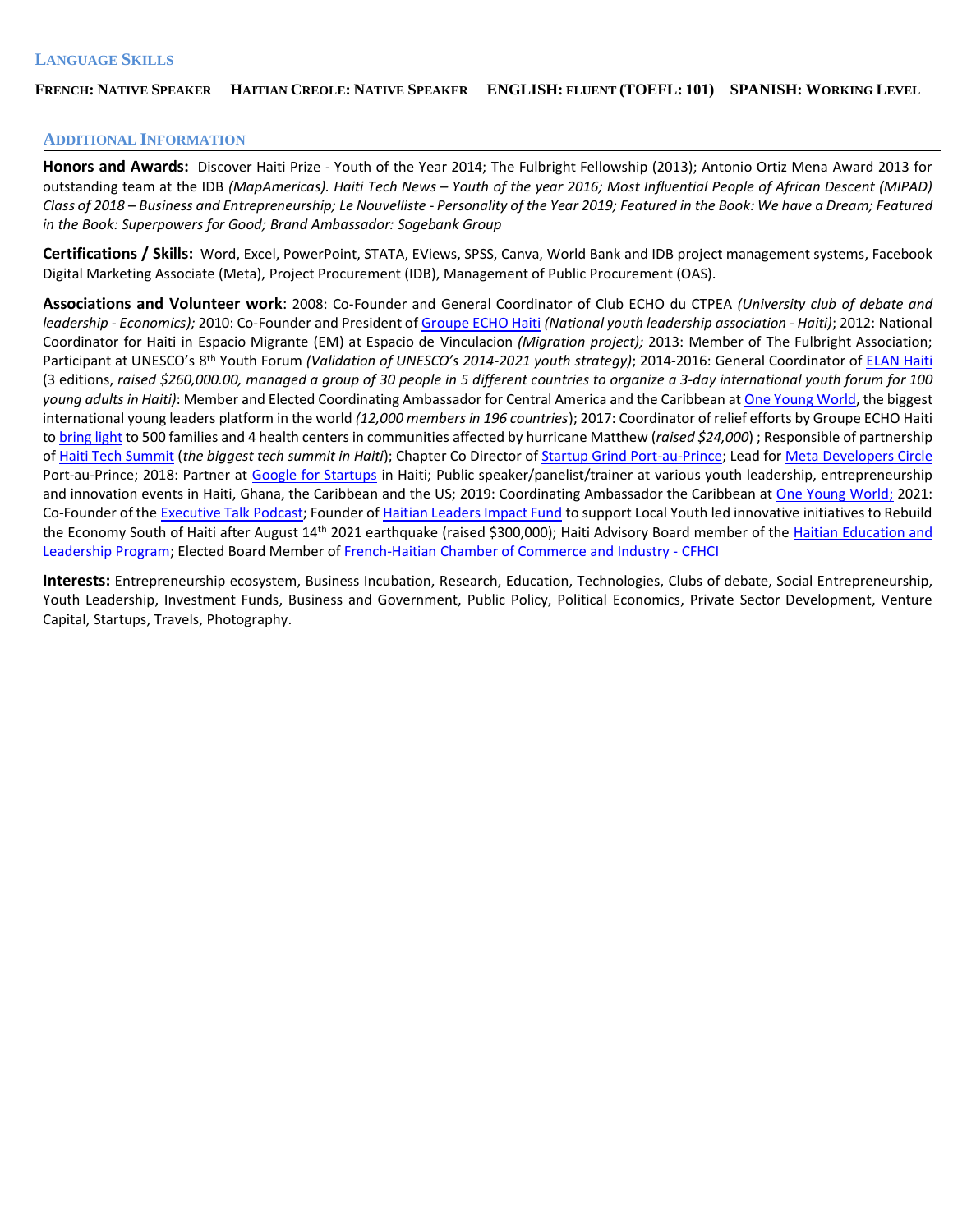## LANGUAGE SKILLS

**FRENCH: NATIVE SPEAKER HAITIAN CREOLE: NATIVE SPEAKER ENGLISH: FLUENT (TOEFL: 101) SPANISH: WORKING LEVEL**

## ADDITIONAL INFORMATION

**Honors and Awards:** Discover Haiti Prize - Youth of the Year 2014; The Fulbright Fellowship (2013); Antonio Ortiz Mena Award 2013 for outstanding team at the IDB *(MapAmericas). Haiti Tech News – Youth of the year 2016; Most Influential People of African Descent (MIPAD) Class of 2018 – Business and Entrepreneurship; Le Nouvelliste - Personality of the Year 2019; Featured in the Book: We have a Dream; Featured in the Book: Superpowers for Good; Brand Ambassador: Sogebank Group*

**Certifications / Skills:** Word, Excel, PowerPoint, STATA, EViews, SPSS, Canva, World Bank and IDB project management systems, Facebook Digital Marketing Associate (Meta), Project Procurement (IDB), Management of Public Procurement (OAS).

**Associations and Volunteer work**: 2008: Co-Founder and General Coordinator of Club ECHO du CTPEA *(University club of debate and leadership - Economics);* 2010: Co-Founder and President of Groupe ECHO Haiti *(National youth leadership association - Haiti)*; 2012: National Coordinator for Haiti in Espacio Migrante (EM) at Espacio de Vinculacion *(Migration project);* 2013: Member of The Fulbright Association; Participant at UNESCO's 8th Youth Forum *(Validation of UNESCO's 2014-2021 youth strategy)*; 2014-2016: General Coordinator of ELAN Haiti (3 editions, *raised $260,000.00, managed a group of 30 people in 5 different countries to organize a 3-day international youth forum for 100 young adults in Haiti)*: Member and Elected Coordinating Ambassador for Central America and the Caribbean at One Young World, the biggest international young leaders platform in the world *(12,000 members in 196 countries*); 2017: Coordinator of relief efforts by Groupe ECHO Haiti to bring light to 500 families and 4 health centers in communities affected by hurricane Matthew (*raised $24,000*) ; Responsible of partnership of Haiti Tech Summit (*the biggest tech summit in Haiti*); Chapter Co Director of Startup Grind Port-au-Prince; Lead for Meta Developers Circle Port-au-Prince; 2018: Partner at Google for Startups in Haiti; Public speaker/panelist/trainer at various youth leadership, entrepreneurship and innovation events in Haiti, Ghana, the Caribbean and the US; 2019: Coordinating Ambassador the Caribbean at One Young World; 2021: Co-Founder of the Executive Talk Podcast; Founder of Haitian Leaders Impact Fund to support Local Youth led innovative initiatives to Rebuild the Economy South of Haiti after August 14th 2021 earthquake (raised $300,000); Haiti Advisory Board member of the Haitian Education and Leadership Program; Elected Board Member of French-Haitian Chamber of Commerce and Industry - CFHCI

**Interests:** Entrepreneurship ecosystem, Business Incubation, Research, Education, Technologies, Clubs of debate, Social Entrepreneurship, Youth Leadership, Investment Funds, Business and Government, Public Policy, Political Economics, Private Sector Development, Venture Capital, Startups, Travels, Photography.